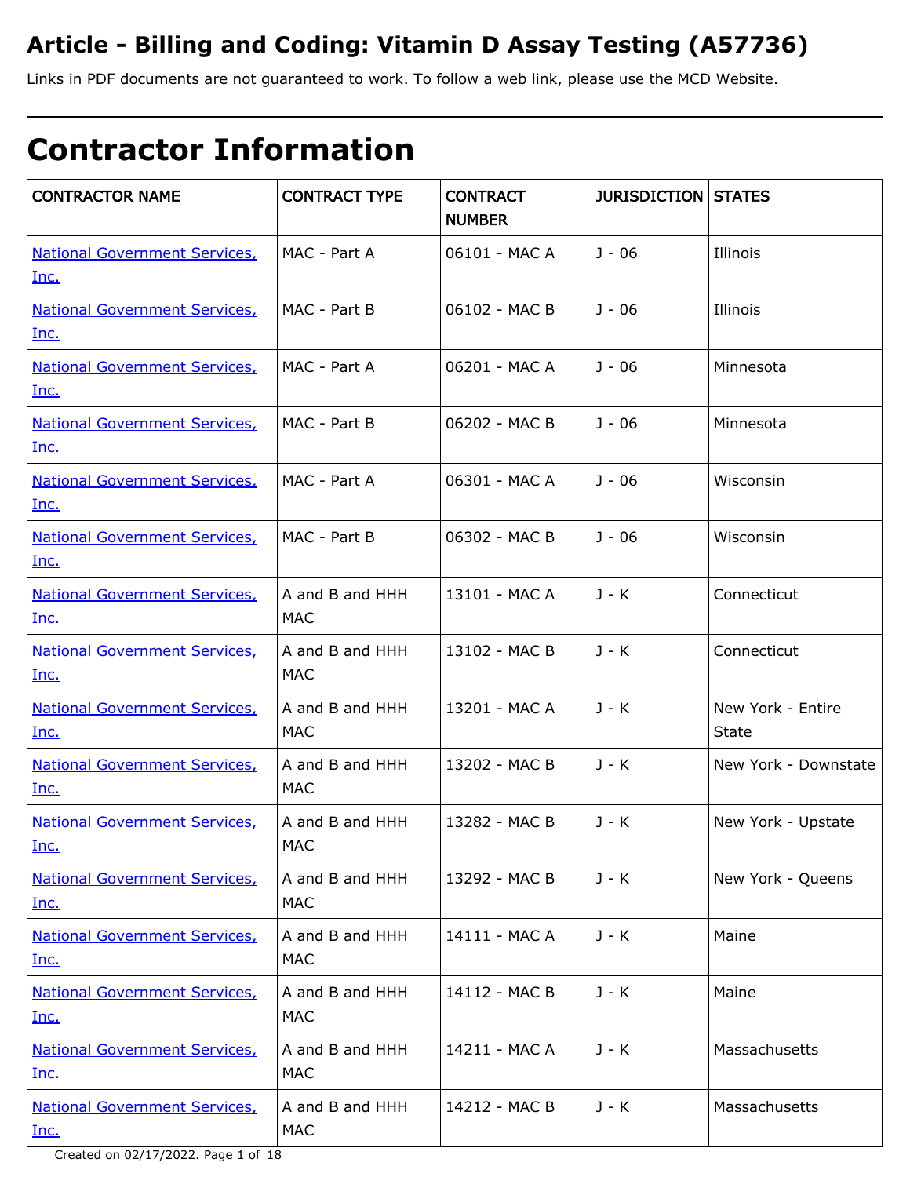# Article - Billing and Coding: Vitamin D Assay Testing (A57736)

Links in PDF documents are not guaranteed to work. To follow a web link, please use the MCD Website.

# Contractor Information

| CONTRACTOR NAME | CONTRACT TYPE | CONTRACT NUMBER | JURISDICTION | STATES |
|---|---|---|---|---|
| National Government Services, Inc. | MAC - Part A | 06101 - MAC A | J - 06 | Illinois |
| National Government Services, Inc. | MAC - Part B | 06102 - MAC B | J - 06 | Illinois |
| National Government Services, Inc. | MAC - Part A | 06201 - MAC A | J - 06 | Minnesota |
| National Government Services, Inc. | MAC - Part B | 06202 - MAC B | J - 06 | Minnesota |
| National Government Services, Inc. | MAC - Part A | 06301 - MAC A | J - 06 | Wisconsin |
| National Government Services, Inc. | MAC - Part B | 06302 - MAC B | J - 06 | Wisconsin |
| National Government Services, Inc. | A and B and HHH MAC | 13101 - MAC A | J - K | Connecticut |
| National Government Services, Inc. | A and B and HHH MAC | 13102 - MAC B | J - K | Connecticut |
| National Government Services, Inc. | A and B and HHH MAC | 13201 - MAC A | J - K | New York - Entire State |
| National Government Services, Inc. | A and B and HHH MAC | 13202 - MAC B | J - K | New York - Downstate |
| National Government Services, Inc. | A and B and HHH MAC | 13282 - MAC B | J - K | New York - Upstate |
| National Government Services, Inc. | A and B and HHH MAC | 13292 - MAC B | J - K | New York - Queens |
| National Government Services, Inc. | A and B and HHH MAC | 14111 - MAC A | J - K | Maine |
| National Government Services, Inc. | A and B and HHH MAC | 14112 - MAC B | J - K | Maine |
| National Government Services, Inc. | A and B and HHH MAC | 14211 - MAC A | J - K | Massachusetts |
| National Government Services, Inc. | A and B and HHH MAC | 14212 - MAC B | J - K | Massachusetts |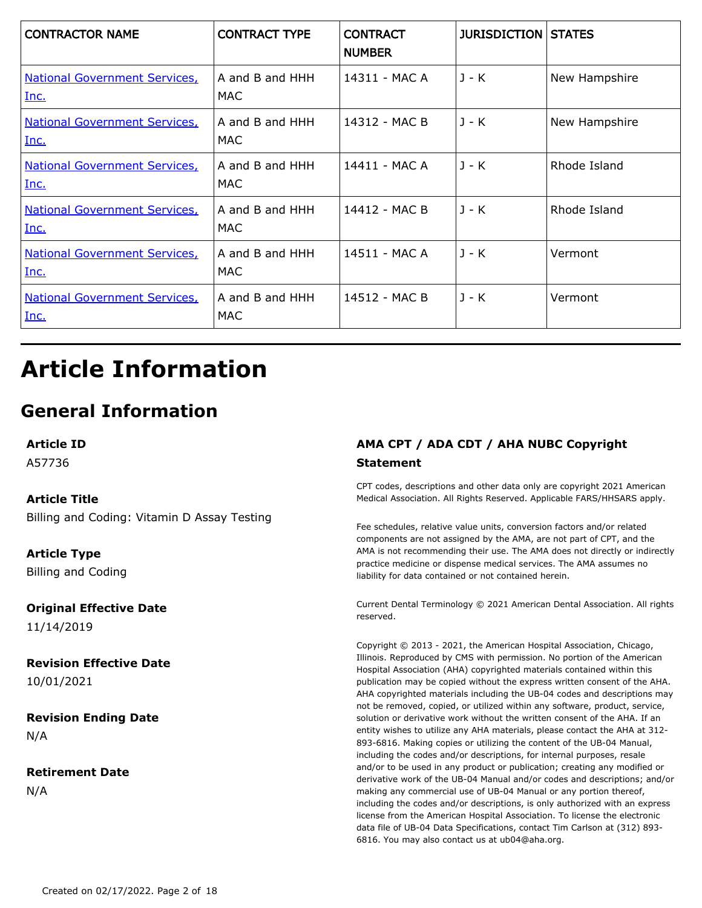| CONTRACTOR NAME | CONTRACT TYPE | CONTRACT NUMBER | JURISDICTION | STATES |
|---|---|---|---|---|
| National Government Services, Inc. | A and B and HHH MAC | 14311 - MAC A | J - K | New Hampshire |
| National Government Services, Inc. | A and B and HHH MAC | 14312 - MAC B | J - K | New Hampshire |
| National Government Services, Inc. | A and B and HHH MAC | 14411 - MAC A | J - K | Rhode Island |
| National Government Services, Inc. | A and B and HHH MAC | 14412 - MAC B | J - K | Rhode Island |
| National Government Services, Inc. | A and B and HHH MAC | 14511 - MAC A | J - K | Vermont |
| National Government Services, Inc. | A and B and HHH MAC | 14512 - MAC B | J - K | Vermont |

# Article Information

## General Information

**Article ID**
A57736

**Article Title**
Billing and Coding: Vitamin D Assay Testing

**Article Type**
Billing and Coding

**Original Effective Date**
11/14/2019

**Revision Effective Date**
10/01/2021

**Revision Ending Date**
N/A

**Retirement Date**
N/A

**AMA CPT / ADA CDT / AHA NUBC Copyright Statement**

CPT codes, descriptions and other data only are copyright 2021 American Medical Association. All Rights Reserved. Applicable FARS/HHSARS apply.

Fee schedules, relative value units, conversion factors and/or related components are not assigned by the AMA, are not part of CPT, and the AMA is not recommending their use. The AMA does not directly or indirectly practice medicine or dispense medical services. The AMA assumes no liability for data contained or not contained herein.

Current Dental Terminology © 2021 American Dental Association. All rights reserved.

Copyright © 2013 - 2021, the American Hospital Association, Chicago, Illinois. Reproduced by CMS with permission. No portion of the American Hospital Association (AHA) copyrighted materials contained within this publication may be copied without the express written consent of the AHA. AHA copyrighted materials including the UB-04 codes and descriptions may not be removed, copied, or utilized within any software, product, service, solution or derivative work without the written consent of the AHA. If an entity wishes to utilize any AHA materials, please contact the AHA at 312-893-6816. Making copies or utilizing the content of the UB-04 Manual, including the codes and/or descriptions, for internal purposes, resale and/or to be used in any product or publication; creating any modified or derivative work of the UB-04 Manual and/or codes and descriptions; and/or making any commercial use of UB-04 Manual or any portion thereof, including the codes and/or descriptions, is only authorized with an express license from the American Hospital Association. To license the electronic data file of UB-04 Data Specifications, contact Tim Carlson at (312) 893-6816. You may also contact us at ub04@aha.org.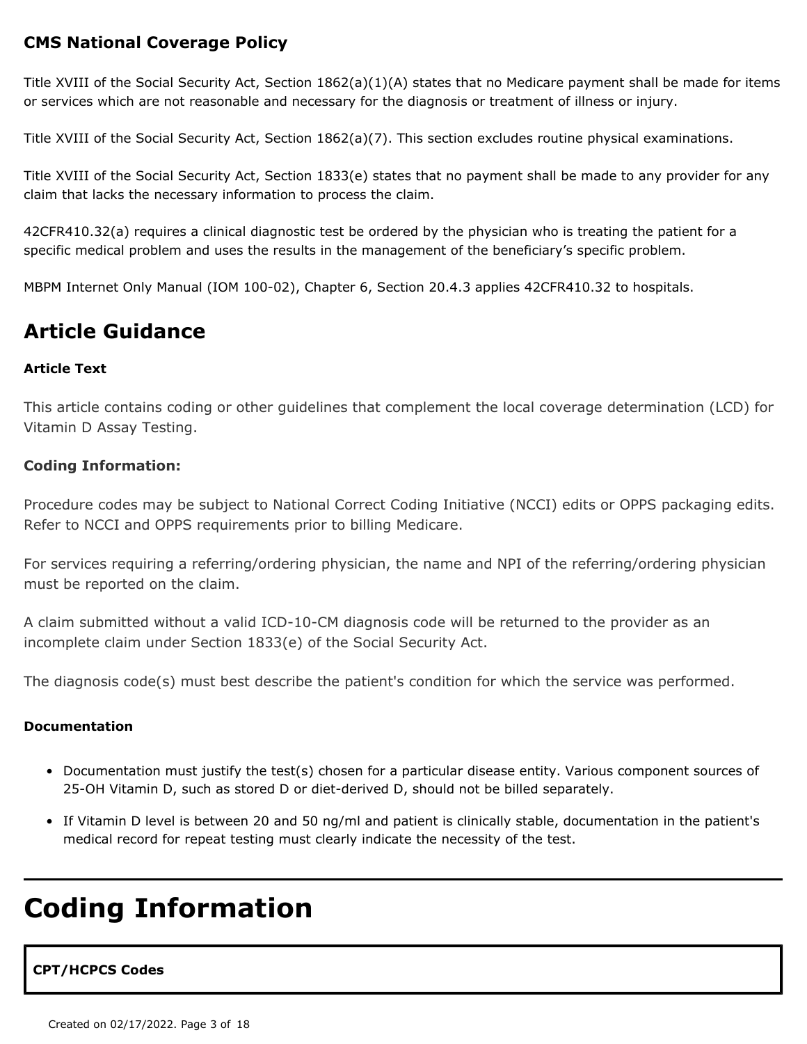### CMS National Coverage Policy

Title XVIII of the Social Security Act, Section 1862(a)(1)(A) states that no Medicare payment shall be made for items or services which are not reasonable and necessary for the diagnosis or treatment of illness or injury.

Title XVIII of the Social Security Act, Section 1862(a)(7). This section excludes routine physical examinations.

Title XVIII of the Social Security Act, Section 1833(e) states that no payment shall be made to any provider for any claim that lacks the necessary information to process the claim.

42CFR410.32(a) requires a clinical diagnostic test be ordered by the physician who is treating the patient for a specific medical problem and uses the results in the management of the beneficiary's specific problem.

MBPM Internet Only Manual (IOM 100-02), Chapter 6, Section 20.4.3 applies 42CFR410.32 to hospitals.

## Article Guidance

**Article Text**

This article contains coding or other guidelines that complement the local coverage determination (LCD) for Vitamin D Assay Testing.

**Coding Information:**

Procedure codes may be subject to National Correct Coding Initiative (NCCI) edits or OPPS packaging edits. Refer to NCCI and OPPS requirements prior to billing Medicare.

For services requiring a referring/ordering physician, the name and NPI of the referring/ordering physician must be reported on the claim.

A claim submitted without a valid ICD-10-CM diagnosis code will be returned to the provider as an incomplete claim under Section 1833(e) of the Social Security Act.

The diagnosis code(s) must best describe the patient's condition for which the service was performed.

**Documentation**

- Documentation must justify the test(s) chosen for a particular disease entity. Various component sources of 25-OH Vitamin D, such as stored D or diet-derived D, should not be billed separately.
- If Vitamin D level is between 20 and 50 ng/ml and patient is clinically stable, documentation in the patient's medical record for repeat testing must clearly indicate the necessity of the test.

# Coding Information

**CPT/HCPCS Codes**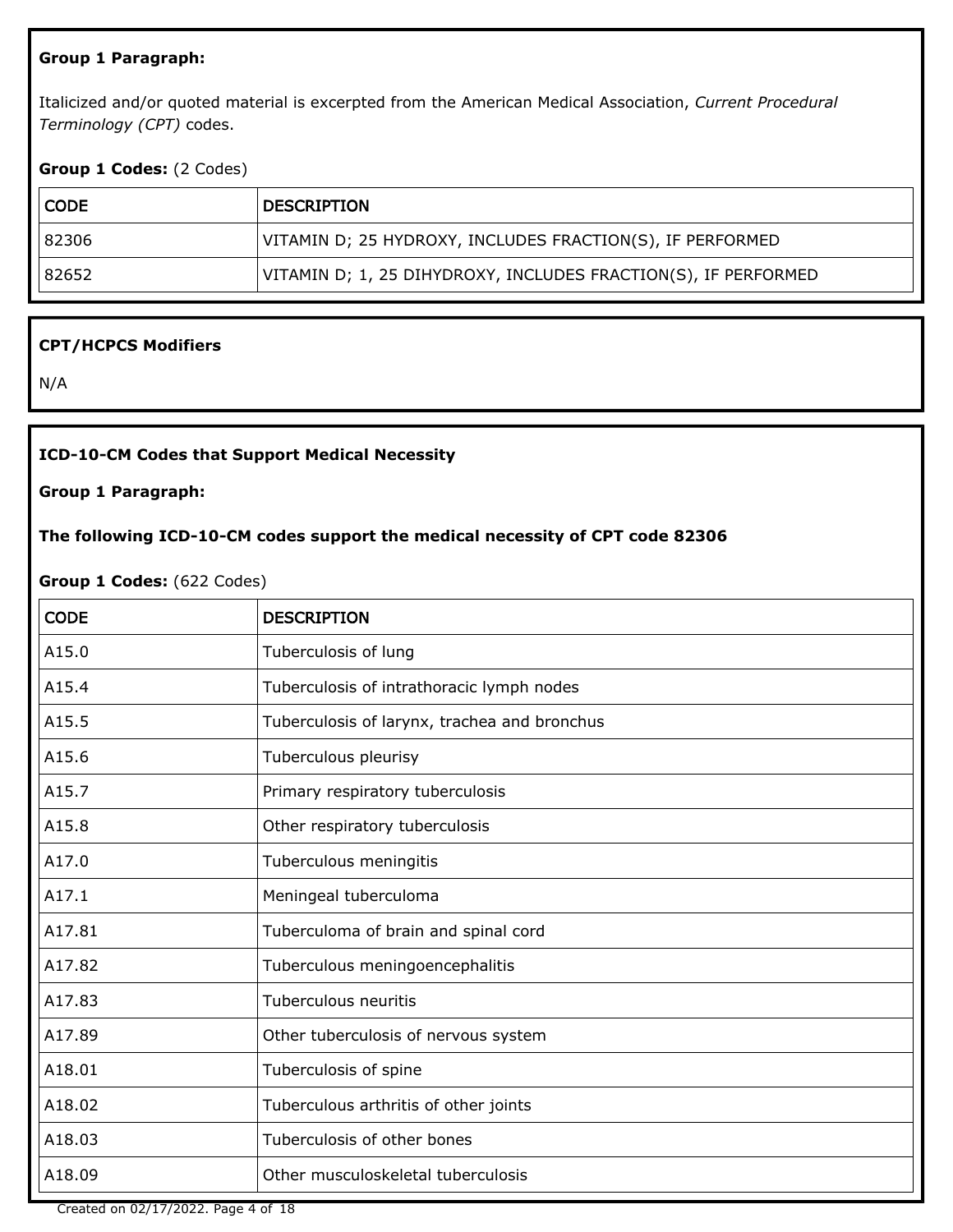**Group 1 Paragraph:**

Italicized and/or quoted material is excerpted from the American Medical Association, *Current Procedural Terminology (CPT)* codes.

**Group 1 Codes:** (2 Codes)

| CODE | DESCRIPTION |
|---|---|
| 82306 | VITAMIN D; 25 HYDROXY, INCLUDES FRACTION(S), IF PERFORMED |
| 82652 | VITAMIN D; 1, 25 DIHYDROXY, INCLUDES FRACTION(S), IF PERFORMED |

**CPT/HCPCS Modifiers**

N/A

**ICD-10-CM Codes that Support Medical Necessity**

**Group 1 Paragraph:**

**The following ICD-10-CM codes support the medical necessity of CPT code 82306**

**Group 1 Codes:** (622 Codes)

| CODE | DESCRIPTION |
|---|---|
| A15.0 | Tuberculosis of lung |
| A15.4 | Tuberculosis of intrathoracic lymph nodes |
| A15.5 | Tuberculosis of larynx, trachea and bronchus |
| A15.6 | Tuberculous pleurisy |
| A15.7 | Primary respiratory tuberculosis |
| A15.8 | Other respiratory tuberculosis |
| A17.0 | Tuberculous meningitis |
| A17.1 | Meningeal tuberculoma |
| A17.81 | Tuberculoma of brain and spinal cord |
| A17.82 | Tuberculous meningoencephalitis |
| A17.83 | Tuberculous neuritis |
| A17.89 | Other tuberculosis of nervous system |
| A18.01 | Tuberculosis of spine |
| A18.02 | Tuberculous arthritis of other joints |
| A18.03 | Tuberculosis of other bones |
| A18.09 | Other musculoskeletal tuberculosis |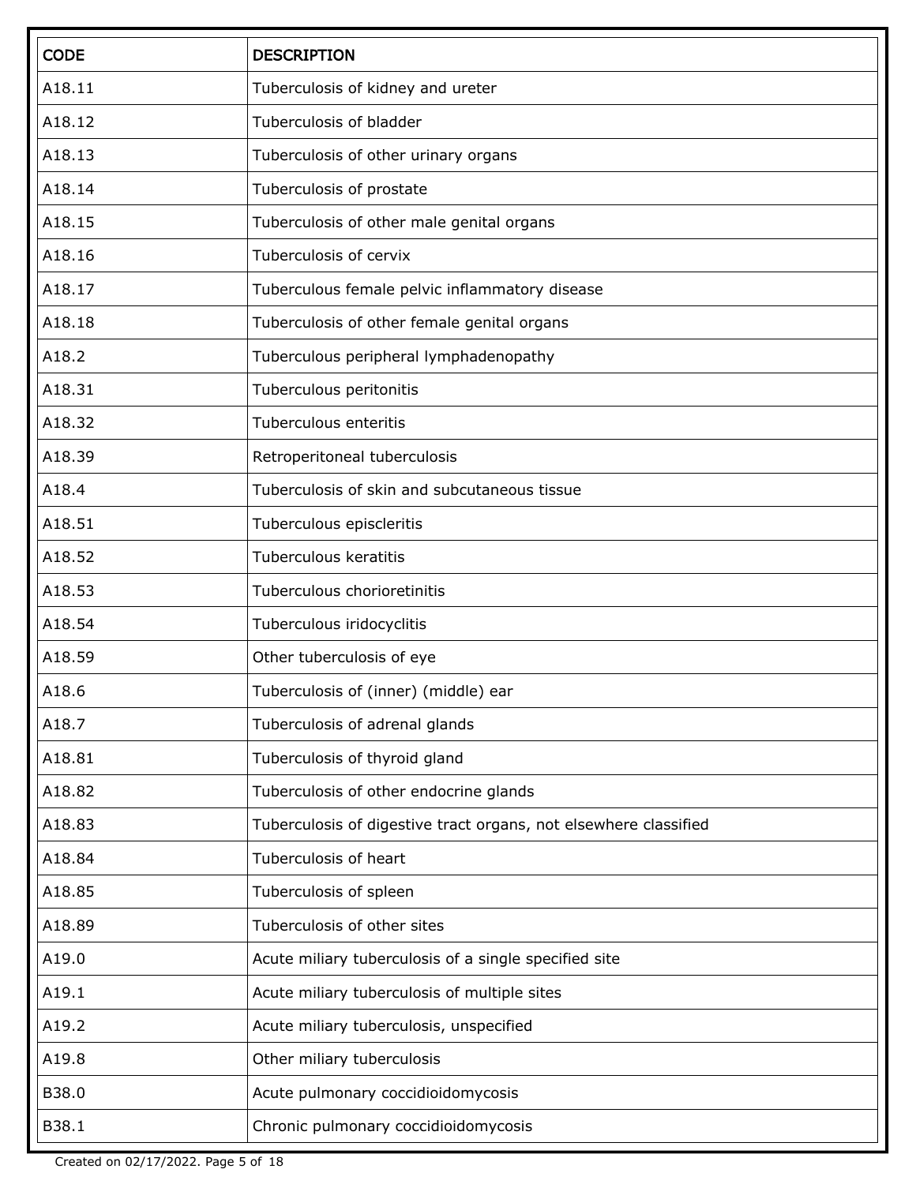| CODE | DESCRIPTION |
| --- | --- |
| A18.11 | Tuberculosis of kidney and ureter |
| A18.12 | Tuberculosis of bladder |
| A18.13 | Tuberculosis of other urinary organs |
| A18.14 | Tuberculosis of prostate |
| A18.15 | Tuberculosis of other male genital organs |
| A18.16 | Tuberculosis of cervix |
| A18.17 | Tuberculous female pelvic inflammatory disease |
| A18.18 | Tuberculosis of other female genital organs |
| A18.2 | Tuberculous peripheral lymphadenopathy |
| A18.31 | Tuberculous peritonitis |
| A18.32 | Tuberculous enteritis |
| A18.39 | Retroperitoneal tuberculosis |
| A18.4 | Tuberculosis of skin and subcutaneous tissue |
| A18.51 | Tuberculous episcleritis |
| A18.52 | Tuberculous keratitis |
| A18.53 | Tuberculous chorioretinitis |
| A18.54 | Tuberculous iridocyclitis |
| A18.59 | Other tuberculosis of eye |
| A18.6 | Tuberculosis of (inner) (middle) ear |
| A18.7 | Tuberculosis of adrenal glands |
| A18.81 | Tuberculosis of thyroid gland |
| A18.82 | Tuberculosis of other endocrine glands |
| A18.83 | Tuberculosis of digestive tract organs, not elsewhere classified |
| A18.84 | Tuberculosis of heart |
| A18.85 | Tuberculosis of spleen |
| A18.89 | Tuberculosis of other sites |
| A19.0 | Acute miliary tuberculosis of a single specified site |
| A19.1 | Acute miliary tuberculosis of multiple sites |
| A19.2 | Acute miliary tuberculosis, unspecified |
| A19.8 | Other miliary tuberculosis |
| B38.0 | Acute pulmonary coccidioidomycosis |
| B38.1 | Chronic pulmonary coccidioidomycosis |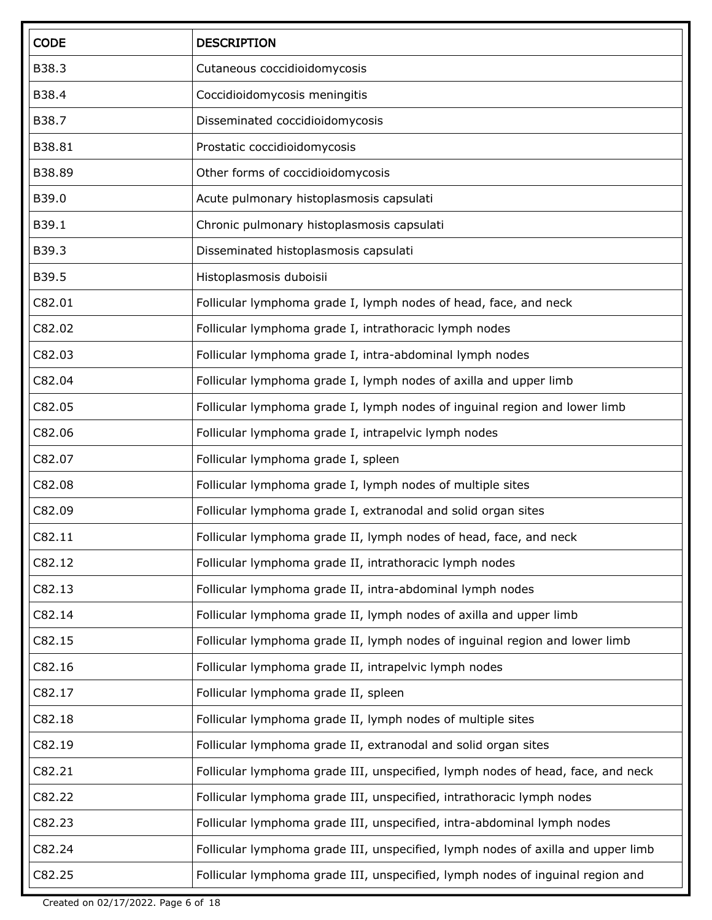| CODE | DESCRIPTION |
| --- | --- |
| B38.3 | Cutaneous coccidioidomycosis |
| B38.4 | Coccidioidomycosis meningitis |
| B38.7 | Disseminated coccidioidomycosis |
| B38.81 | Prostatic coccidioidomycosis |
| B38.89 | Other forms of coccidioidomycosis |
| B39.0 | Acute pulmonary histoplasmosis capsulati |
| B39.1 | Chronic pulmonary histoplasmosis capsulati |
| B39.3 | Disseminated histoplasmosis capsulati |
| B39.5 | Histoplasmosis duboisii |
| C82.01 | Follicular lymphoma grade I, lymph nodes of head, face, and neck |
| C82.02 | Follicular lymphoma grade I, intrathoracic lymph nodes |
| C82.03 | Follicular lymphoma grade I, intra-abdominal lymph nodes |
| C82.04 | Follicular lymphoma grade I, lymph nodes of axilla and upper limb |
| C82.05 | Follicular lymphoma grade I, lymph nodes of inguinal region and lower limb |
| C82.06 | Follicular lymphoma grade I, intrapelvic lymph nodes |
| C82.07 | Follicular lymphoma grade I, spleen |
| C82.08 | Follicular lymphoma grade I, lymph nodes of multiple sites |
| C82.09 | Follicular lymphoma grade I, extranodal and solid organ sites |
| C82.11 | Follicular lymphoma grade II, lymph nodes of head, face, and neck |
| C82.12 | Follicular lymphoma grade II, intrathoracic lymph nodes |
| C82.13 | Follicular lymphoma grade II, intra-abdominal lymph nodes |
| C82.14 | Follicular lymphoma grade II, lymph nodes of axilla and upper limb |
| C82.15 | Follicular lymphoma grade II, lymph nodes of inguinal region and lower limb |
| C82.16 | Follicular lymphoma grade II, intrapelvic lymph nodes |
| C82.17 | Follicular lymphoma grade II, spleen |
| C82.18 | Follicular lymphoma grade II, lymph nodes of multiple sites |
| C82.19 | Follicular lymphoma grade II, extranodal and solid organ sites |
| C82.21 | Follicular lymphoma grade III, unspecified, lymph nodes of head, face, and neck |
| C82.22 | Follicular lymphoma grade III, unspecified, intrathoracic lymph nodes |
| C82.23 | Follicular lymphoma grade III, unspecified, intra-abdominal lymph nodes |
| C82.24 | Follicular lymphoma grade III, unspecified, lymph nodes of axilla and upper limb |
| C82.25 | Follicular lymphoma grade III, unspecified, lymph nodes of inguinal region and |

Created on 02/17/2022.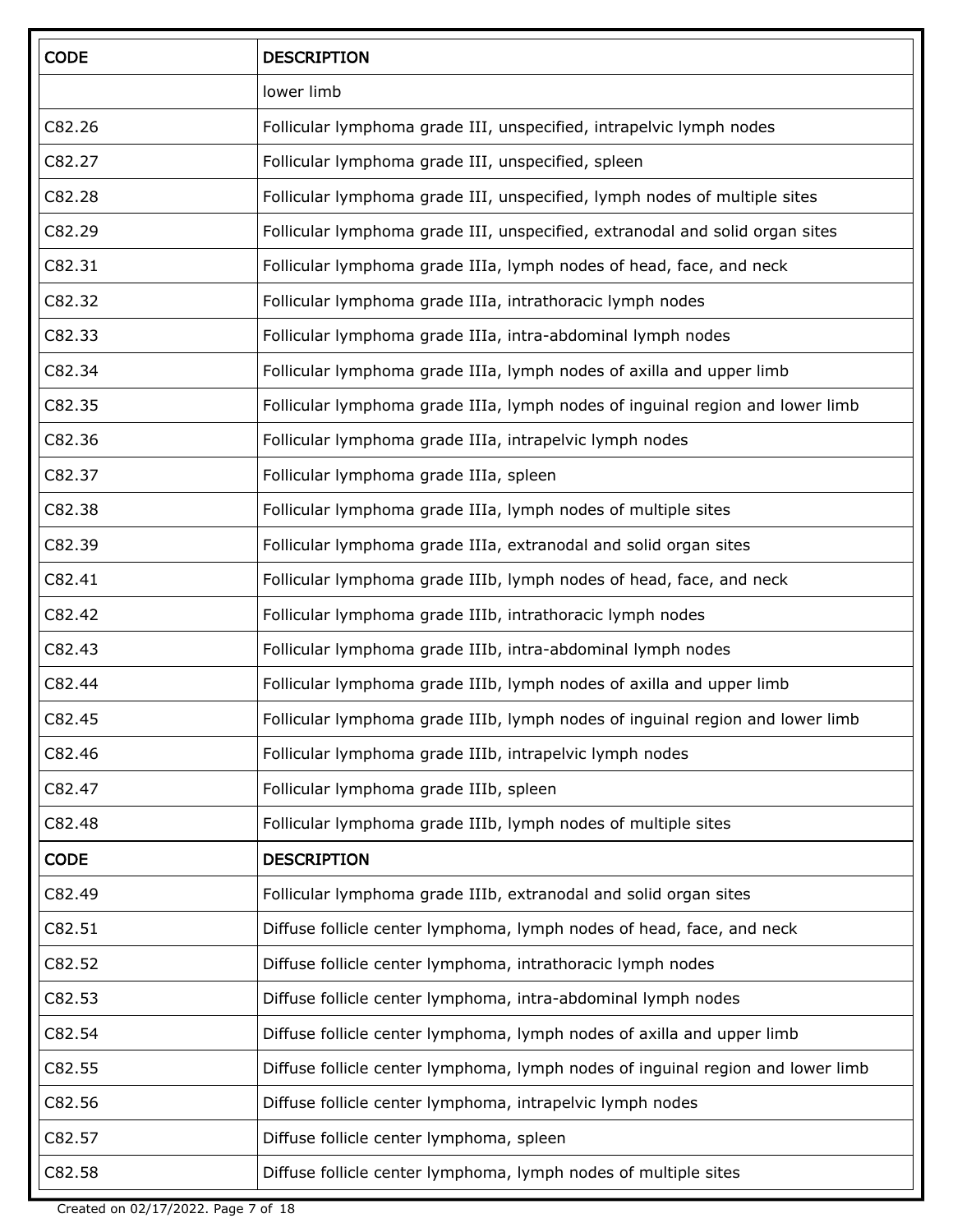| CODE | DESCRIPTION |
|---|---|
| | lower limb |
| C82.26 | Follicular lymphoma grade III, unspecified, intrapelvic lymph nodes |
| C82.27 | Follicular lymphoma grade III, unspecified, spleen |
| C82.28 | Follicular lymphoma grade III, unspecified, lymph nodes of multiple sites |
| C82.29 | Follicular lymphoma grade III, unspecified, extranodal and solid organ sites |
| C82.31 | Follicular lymphoma grade IIIa, lymph nodes of head, face, and neck |
| C82.32 | Follicular lymphoma grade IIIa, intrathoracic lymph nodes |
| C82.33 | Follicular lymphoma grade IIIa, intra-abdominal lymph nodes |
| C82.34 | Follicular lymphoma grade IIIa, lymph nodes of axilla and upper limb |
| C82.35 | Follicular lymphoma grade IIIa, lymph nodes of inguinal region and lower limb |
| C82.36 | Follicular lymphoma grade IIIa, intrapelvic lymph nodes |
| C82.37 | Follicular lymphoma grade IIIa, spleen |
| C82.38 | Follicular lymphoma grade IIIa, lymph nodes of multiple sites |
| C82.39 | Follicular lymphoma grade IIIa, extranodal and solid organ sites |
| C82.41 | Follicular lymphoma grade IIIb, lymph nodes of head, face, and neck |
| C82.42 | Follicular lymphoma grade IIIb, intrathoracic lymph nodes |
| C82.43 | Follicular lymphoma grade IIIb, intra-abdominal lymph nodes |
| C82.44 | Follicular lymphoma grade IIIb, lymph nodes of axilla and upper limb |
| C82.45 | Follicular lymphoma grade IIIb, lymph nodes of inguinal region and lower limb |
| C82.46 | Follicular lymphoma grade IIIb, intrapelvic lymph nodes |
| C82.47 | Follicular lymphoma grade IIIb, spleen |
| C82.48 | Follicular lymphoma grade IIIb, lymph nodes of multiple sites |
| C82.49 | Follicular lymphoma grade IIIb, extranodal and solid organ sites |
| C82.51 | Diffuse follicle center lymphoma, lymph nodes of head, face, and neck |
| C82.52 | Diffuse follicle center lymphoma, intrathoracic lymph nodes |
| C82.53 | Diffuse follicle center lymphoma, intra-abdominal lymph nodes |
| C82.54 | Diffuse follicle center lymphoma, lymph nodes of axilla and upper limb |
| C82.55 | Diffuse follicle center lymphoma, lymph nodes of inguinal region and lower limb |
| C82.56 | Diffuse follicle center lymphoma, intrapelvic lymph nodes |
| C82.57 | Diffuse follicle center lymphoma, spleen |
| C82.58 | Diffuse follicle center lymphoma, lymph nodes of multiple sites |

Created on 02/17/2022.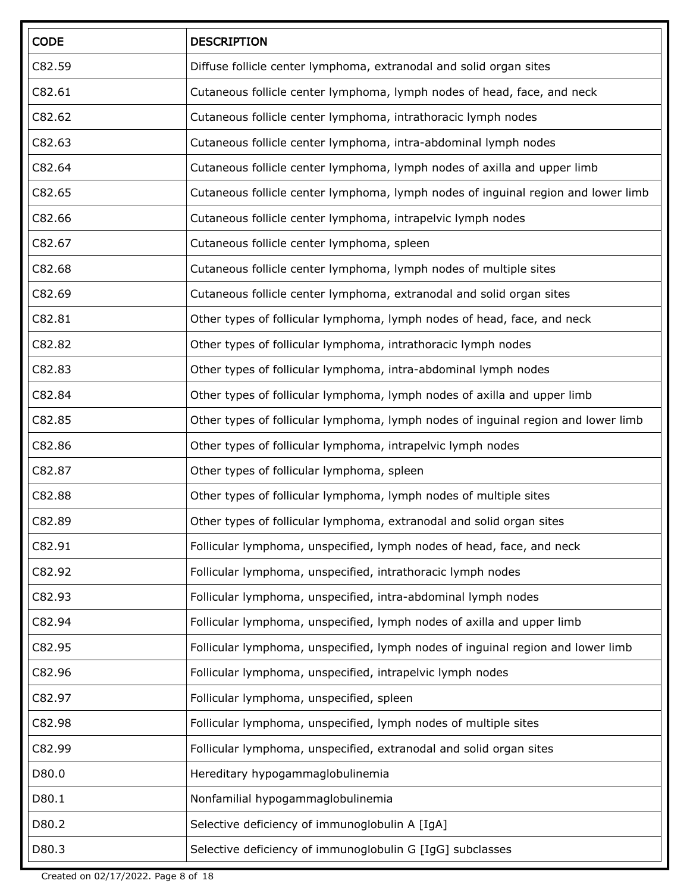| CODE | DESCRIPTION |
| --- | --- |
| C82.59 | Diffuse follicle center lymphoma, extranodal and solid organ sites |
| C82.61 | Cutaneous follicle center lymphoma, lymph nodes of head, face, and neck |
| C82.62 | Cutaneous follicle center lymphoma, intrathoracic lymph nodes |
| C82.63 | Cutaneous follicle center lymphoma, intra-abdominal lymph nodes |
| C82.64 | Cutaneous follicle center lymphoma, lymph nodes of axilla and upper limb |
| C82.65 | Cutaneous follicle center lymphoma, lymph nodes of inguinal region and lower limb |
| C82.66 | Cutaneous follicle center lymphoma, intrapelvic lymph nodes |
| C82.67 | Cutaneous follicle center lymphoma, spleen |
| C82.68 | Cutaneous follicle center lymphoma, lymph nodes of multiple sites |
| C82.69 | Cutaneous follicle center lymphoma, extranodal and solid organ sites |
| C82.81 | Other types of follicular lymphoma, lymph nodes of head, face, and neck |
| C82.82 | Other types of follicular lymphoma, intrathoracic lymph nodes |
| C82.83 | Other types of follicular lymphoma, intra-abdominal lymph nodes |
| C82.84 | Other types of follicular lymphoma, lymph nodes of axilla and upper limb |
| C82.85 | Other types of follicular lymphoma, lymph nodes of inguinal region and lower limb |
| C82.86 | Other types of follicular lymphoma, intrapelvic lymph nodes |
| C82.87 | Other types of follicular lymphoma, spleen |
| C82.88 | Other types of follicular lymphoma, lymph nodes of multiple sites |
| C82.89 | Other types of follicular lymphoma, extranodal and solid organ sites |
| C82.91 | Follicular lymphoma, unspecified, lymph nodes of head, face, and neck |
| C82.92 | Follicular lymphoma, unspecified, intrathoracic lymph nodes |
| C82.93 | Follicular lymphoma, unspecified, intra-abdominal lymph nodes |
| C82.94 | Follicular lymphoma, unspecified, lymph nodes of axilla and upper limb |
| C82.95 | Follicular lymphoma, unspecified, lymph nodes of inguinal region and lower limb |
| C82.96 | Follicular lymphoma, unspecified, intrapelvic lymph nodes |
| C82.97 | Follicular lymphoma, unspecified, spleen |
| C82.98 | Follicular lymphoma, unspecified, lymph nodes of multiple sites |
| C82.99 | Follicular lymphoma, unspecified, extranodal and solid organ sites |
| D80.0 | Hereditary hypogammaglobulinemia |
| D80.1 | Nonfamilial hypogammaglobulinemia |
| D80.2 | Selective deficiency of immunoglobulin A [IgA] |
| D80.3 | Selective deficiency of immunoglobulin G [IgG] subclasses |

Created on 02/17/2022.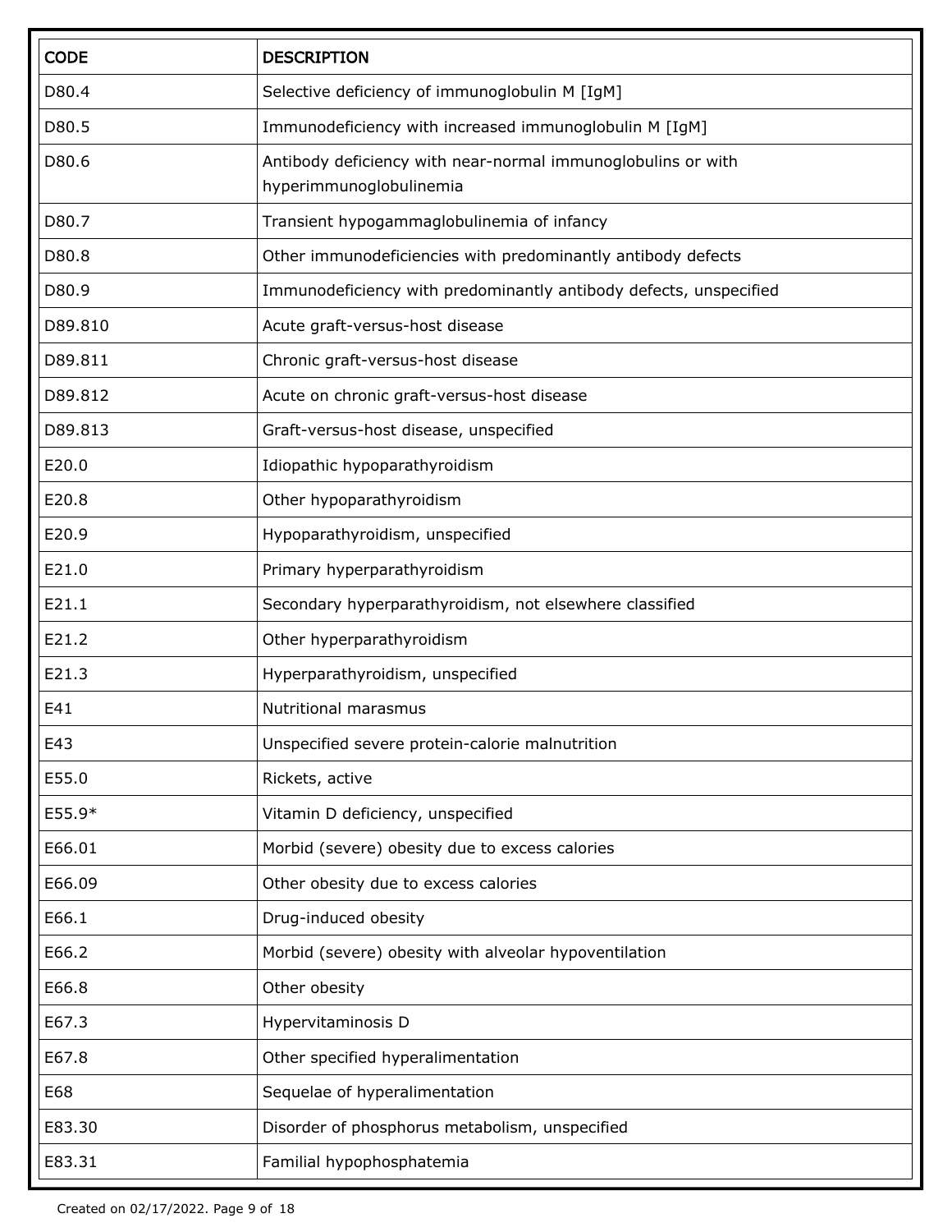| CODE | DESCRIPTION |
| --- | --- |
| D80.4 | Selective deficiency of immunoglobulin M [IgM] |
| D80.5 | Immunodeficiency with increased immunoglobulin M [IgM] |
| D80.6 | Antibody deficiency with near-normal immunoglobulins or with hyperimmunoglobulinemia |
| D80.7 | Transient hypogammaglobulinemia of infancy |
| D80.8 | Other immunodeficiencies with predominantly antibody defects |
| D80.9 | Immunodeficiency with predominantly antibody defects, unspecified |
| D89.810 | Acute graft-versus-host disease |
| D89.811 | Chronic graft-versus-host disease |
| D89.812 | Acute on chronic graft-versus-host disease |
| D89.813 | Graft-versus-host disease, unspecified |
| E20.0 | Idiopathic hypoparathyroidism |
| E20.8 | Other hypoparathyroidism |
| E20.9 | Hypoparathyroidism, unspecified |
| E21.0 | Primary hyperparathyroidism |
| E21.1 | Secondary hyperparathyroidism, not elsewhere classified |
| E21.2 | Other hyperparathyroidism |
| E21.3 | Hyperparathyroidism, unspecified |
| E41 | Nutritional marasmus |
| E43 | Unspecified severe protein-calorie malnutrition |
| E55.0 | Rickets, active |
| E55.9* | Vitamin D deficiency, unspecified |
| E66.01 | Morbid (severe) obesity due to excess calories |
| E66.09 | Other obesity due to excess calories |
| E66.1 | Drug-induced obesity |
| E66.2 | Morbid (severe) obesity with alveolar hypoventilation |
| E66.8 | Other obesity |
| E67.3 | Hypervitaminosis D |
| E67.8 | Other specified hyperalimentation |
| E68 | Sequelae of hyperalimentation |
| E83.30 | Disorder of phosphorus metabolism, unspecified |
| E83.31 | Familial hypophosphatemia |

Created on 02/17/2022.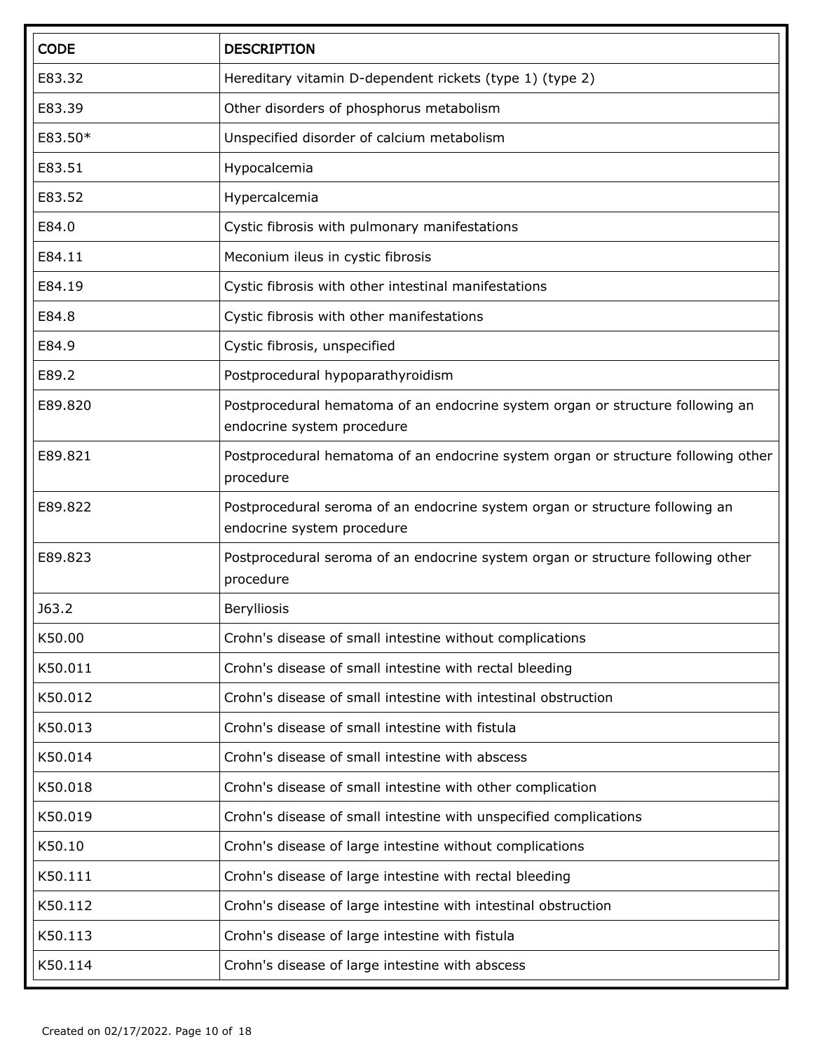| CODE | DESCRIPTION |
| --- | --- |
| E83.32 | Hereditary vitamin D-dependent rickets (type 1) (type 2) |
| E83.39 | Other disorders of phosphorus metabolism |
| E83.50* | Unspecified disorder of calcium metabolism |
| E83.51 | Hypocalcemia |
| E83.52 | Hypercalcemia |
| E84.0 | Cystic fibrosis with pulmonary manifestations |
| E84.11 | Meconium ileus in cystic fibrosis |
| E84.19 | Cystic fibrosis with other intestinal manifestations |
| E84.8 | Cystic fibrosis with other manifestations |
| E84.9 | Cystic fibrosis, unspecified |
| E89.2 | Postprocedural hypoparathyroidism |
| E89.820 | Postprocedural hematoma of an endocrine system organ or structure following an endocrine system procedure |
| E89.821 | Postprocedural hematoma of an endocrine system organ or structure following other procedure |
| E89.822 | Postprocedural seroma of an endocrine system organ or structure following an endocrine system procedure |
| E89.823 | Postprocedural seroma of an endocrine system organ or structure following other procedure |
| J63.2 | Berylliosis |
| K50.00 | Crohn's disease of small intestine without complications |
| K50.011 | Crohn's disease of small intestine with rectal bleeding |
| K50.012 | Crohn's disease of small intestine with intestinal obstruction |
| K50.013 | Crohn's disease of small intestine with fistula |
| K50.014 | Crohn's disease of small intestine with abscess |
| K50.018 | Crohn's disease of small intestine with other complication |
| K50.019 | Crohn's disease of small intestine with unspecified complications |
| K50.10 | Crohn's disease of large intestine without complications |
| K50.111 | Crohn's disease of large intestine with rectal bleeding |
| K50.112 | Crohn's disease of large intestine with intestinal obstruction |
| K50.113 | Crohn's disease of large intestine with fistula |
| K50.114 | Crohn's disease of large intestine with abscess |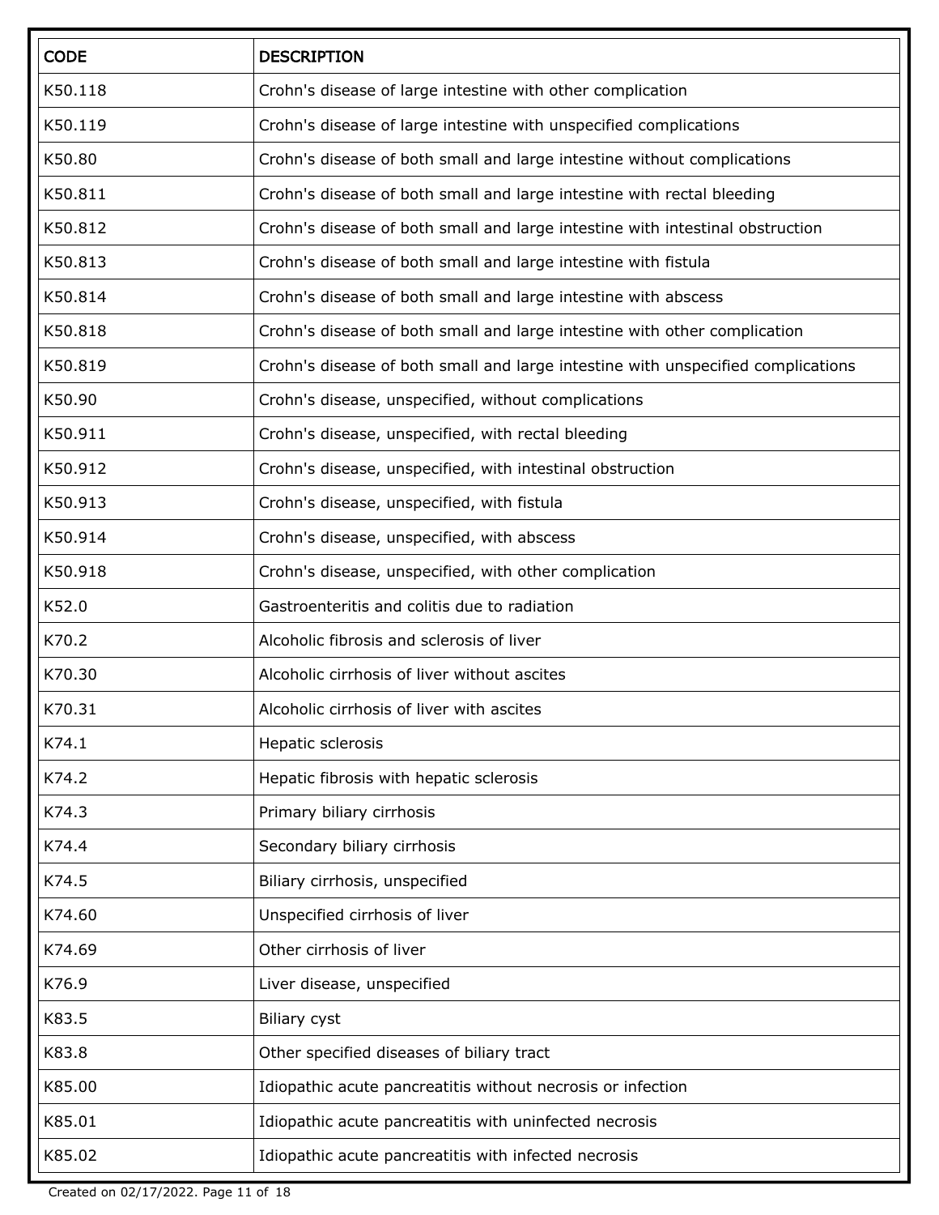| CODE | DESCRIPTION |
|---|---|
| K50.118 | Crohn's disease of large intestine with other complication |
| K50.119 | Crohn's disease of large intestine with unspecified complications |
| K50.80 | Crohn's disease of both small and large intestine without complications |
| K50.811 | Crohn's disease of both small and large intestine with rectal bleeding |
| K50.812 | Crohn's disease of both small and large intestine with intestinal obstruction |
| K50.813 | Crohn's disease of both small and large intestine with fistula |
| K50.814 | Crohn's disease of both small and large intestine with abscess |
| K50.818 | Crohn's disease of both small and large intestine with other complication |
| K50.819 | Crohn's disease of both small and large intestine with unspecified complications |
| K50.90 | Crohn's disease, unspecified, without complications |
| K50.911 | Crohn's disease, unspecified, with rectal bleeding |
| K50.912 | Crohn's disease, unspecified, with intestinal obstruction |
| K50.913 | Crohn's disease, unspecified, with fistula |
| K50.914 | Crohn's disease, unspecified, with abscess |
| K50.918 | Crohn's disease, unspecified, with other complication |
| K52.0 | Gastroenteritis and colitis due to radiation |
| K70.2 | Alcoholic fibrosis and sclerosis of liver |
| K70.30 | Alcoholic cirrhosis of liver without ascites |
| K70.31 | Alcoholic cirrhosis of liver with ascites |
| K74.1 | Hepatic sclerosis |
| K74.2 | Hepatic fibrosis with hepatic sclerosis |
| K74.3 | Primary biliary cirrhosis |
| K74.4 | Secondary biliary cirrhosis |
| K74.5 | Biliary cirrhosis, unspecified |
| K74.60 | Unspecified cirrhosis of liver |
| K74.69 | Other cirrhosis of liver |
| K76.9 | Liver disease, unspecified |
| K83.5 | Biliary cyst |
| K83.8 | Other specified diseases of biliary tract |
| K85.00 | Idiopathic acute pancreatitis without necrosis or infection |
| K85.01 | Idiopathic acute pancreatitis with uninfected necrosis |
| K85.02 | Idiopathic acute pancreatitis with infected necrosis |

Created on 02/17/2022.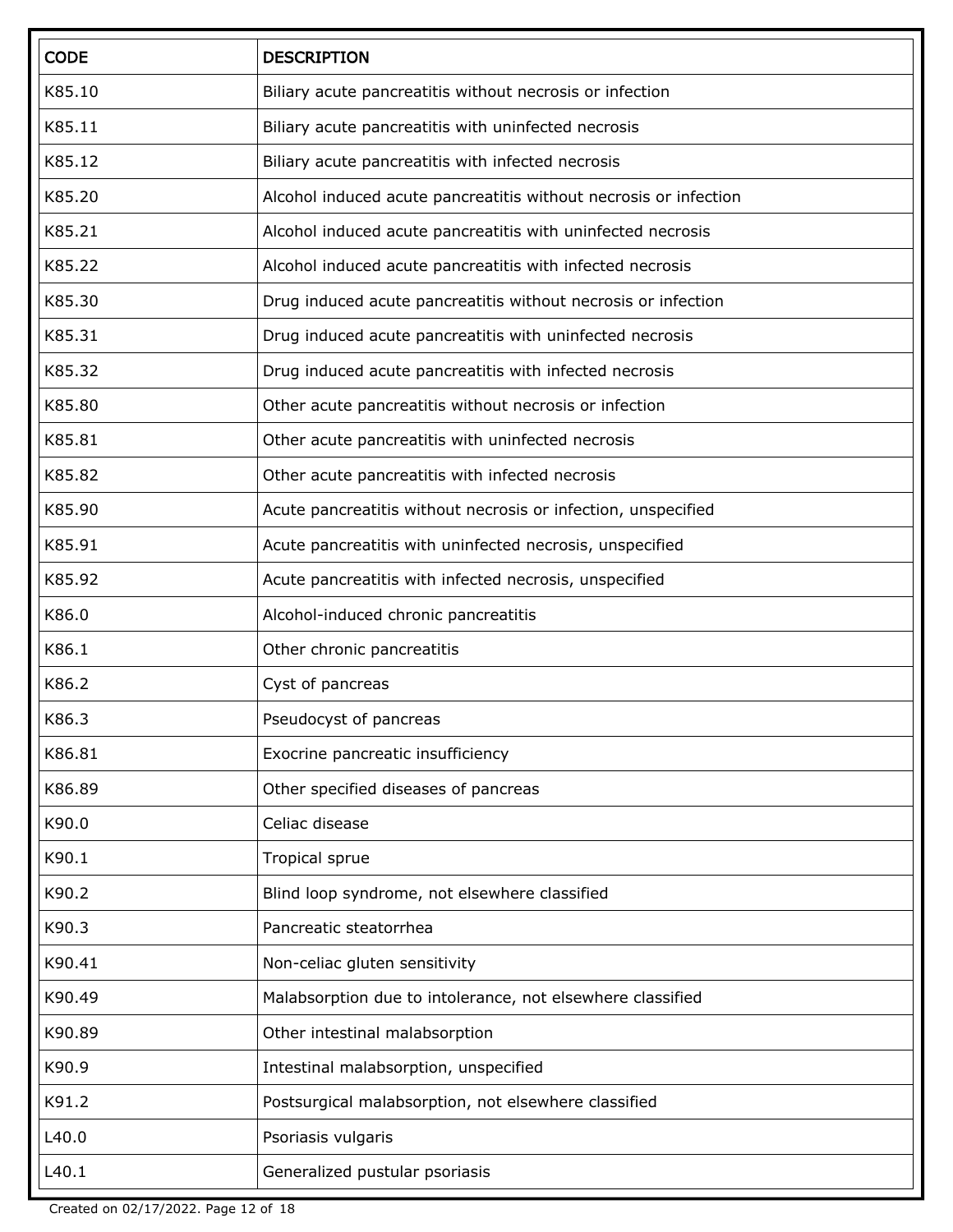| CODE | DESCRIPTION |
| --- | --- |
| K85.10 | Biliary acute pancreatitis without necrosis or infection |
| K85.11 | Biliary acute pancreatitis with uninfected necrosis |
| K85.12 | Biliary acute pancreatitis with infected necrosis |
| K85.20 | Alcohol induced acute pancreatitis without necrosis or infection |
| K85.21 | Alcohol induced acute pancreatitis with uninfected necrosis |
| K85.22 | Alcohol induced acute pancreatitis with infected necrosis |
| K85.30 | Drug induced acute pancreatitis without necrosis or infection |
| K85.31 | Drug induced acute pancreatitis with uninfected necrosis |
| K85.32 | Drug induced acute pancreatitis with infected necrosis |
| K85.80 | Other acute pancreatitis without necrosis or infection |
| K85.81 | Other acute pancreatitis with uninfected necrosis |
| K85.82 | Other acute pancreatitis with infected necrosis |
| K85.90 | Acute pancreatitis without necrosis or infection, unspecified |
| K85.91 | Acute pancreatitis with uninfected necrosis, unspecified |
| K85.92 | Acute pancreatitis with infected necrosis, unspecified |
| K86.0 | Alcohol-induced chronic pancreatitis |
| K86.1 | Other chronic pancreatitis |
| K86.2 | Cyst of pancreas |
| K86.3 | Pseudocyst of pancreas |
| K86.81 | Exocrine pancreatic insufficiency |
| K86.89 | Other specified diseases of pancreas |
| K90.0 | Celiac disease |
| K90.1 | Tropical sprue |
| K90.2 | Blind loop syndrome, not elsewhere classified |
| K90.3 | Pancreatic steatorrhea |
| K90.41 | Non-celiac gluten sensitivity |
| K90.49 | Malabsorption due to intolerance, not elsewhere classified |
| K90.89 | Other intestinal malabsorption |
| K90.9 | Intestinal malabsorption, unspecified |
| K91.2 | Postsurgical malabsorption, not elsewhere classified |
| L40.0 | Psoriasis vulgaris |
| L40.1 | Generalized pustular psoriasis |

Created on 02/17/2022.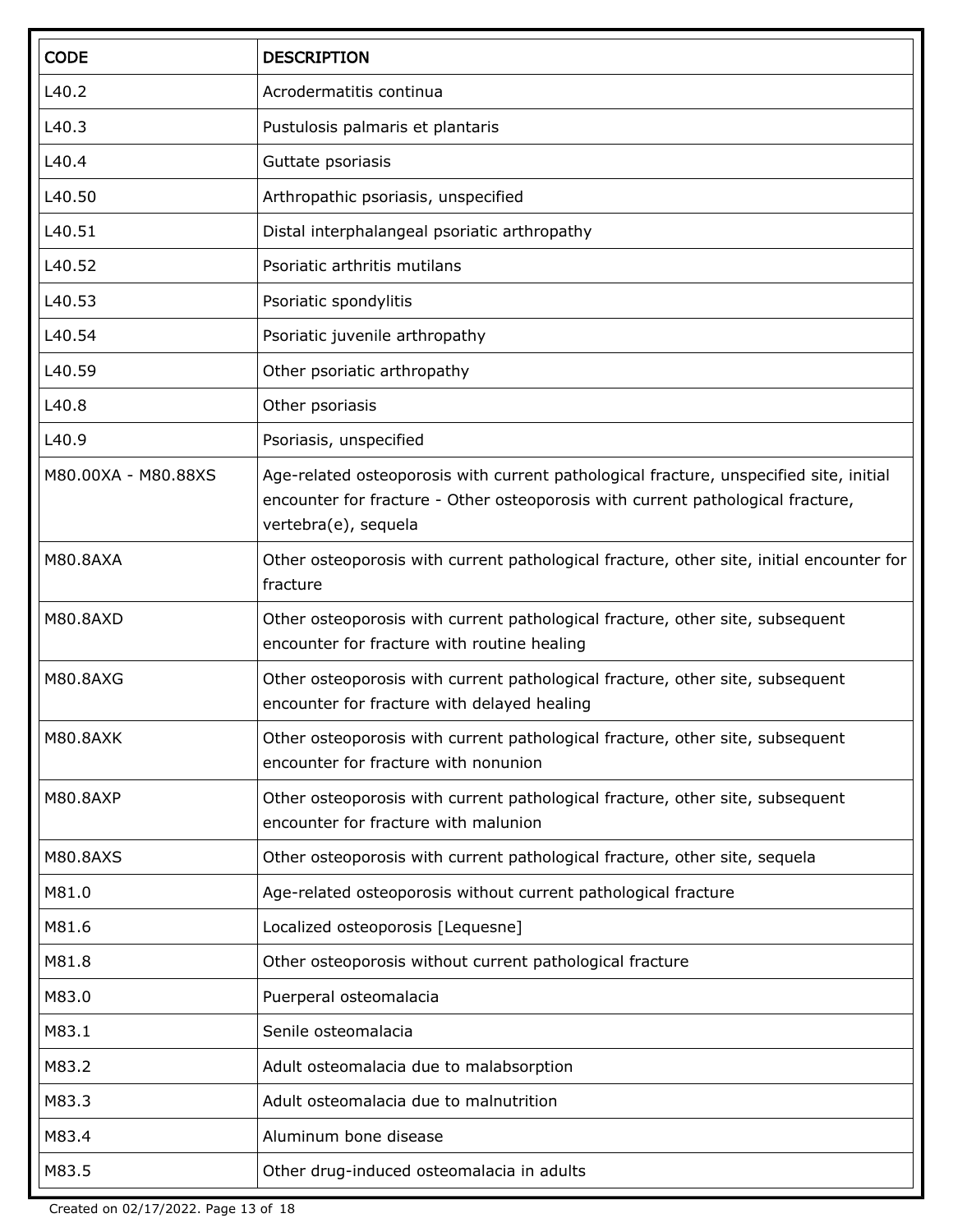| CODE | DESCRIPTION |
| --- | --- |
| L40.2 | Acrodermatitis continua |
| L40.3 | Pustulosis palmaris et plantaris |
| L40.4 | Guttate psoriasis |
| L40.50 | Arthropathic psoriasis, unspecified |
| L40.51 | Distal interphalangeal psoriatic arthropathy |
| L40.52 | Psoriatic arthritis mutilans |
| L40.53 | Psoriatic spondylitis |
| L40.54 | Psoriatic juvenile arthropathy |
| L40.59 | Other psoriatic arthropathy |
| L40.8 | Other psoriasis |
| L40.9 | Psoriasis, unspecified |
| M80.00XA - M80.88XS | Age-related osteoporosis with current pathological fracture, unspecified site, initial encounter for fracture - Other osteoporosis with current pathological fracture, vertebra(e), sequela |
| M80.8AXA | Other osteoporosis with current pathological fracture, other site, initial encounter for fracture |
| M80.8AXD | Other osteoporosis with current pathological fracture, other site, subsequent encounter for fracture with routine healing |
| M80.8AXG | Other osteoporosis with current pathological fracture, other site, subsequent encounter for fracture with delayed healing |
| M80.8AXK | Other osteoporosis with current pathological fracture, other site, subsequent encounter for fracture with nonunion |
| M80.8AXP | Other osteoporosis with current pathological fracture, other site, subsequent encounter for fracture with malunion |
| M80.8AXS | Other osteoporosis with current pathological fracture, other site, sequela |
| M81.0 | Age-related osteoporosis without current pathological fracture |
| M81.6 | Localized osteoporosis [Lequesne] |
| M81.8 | Other osteoporosis without current pathological fracture |
| M83.0 | Puerperal osteomalacia |
| M83.1 | Senile osteomalacia |
| M83.2 | Adult osteomalacia due to malabsorption |
| M83.3 | Adult osteomalacia due to malnutrition |
| M83.4 | Aluminum bone disease |
| M83.5 | Other drug-induced osteomalacia in adults |

Created on 02/17/2022.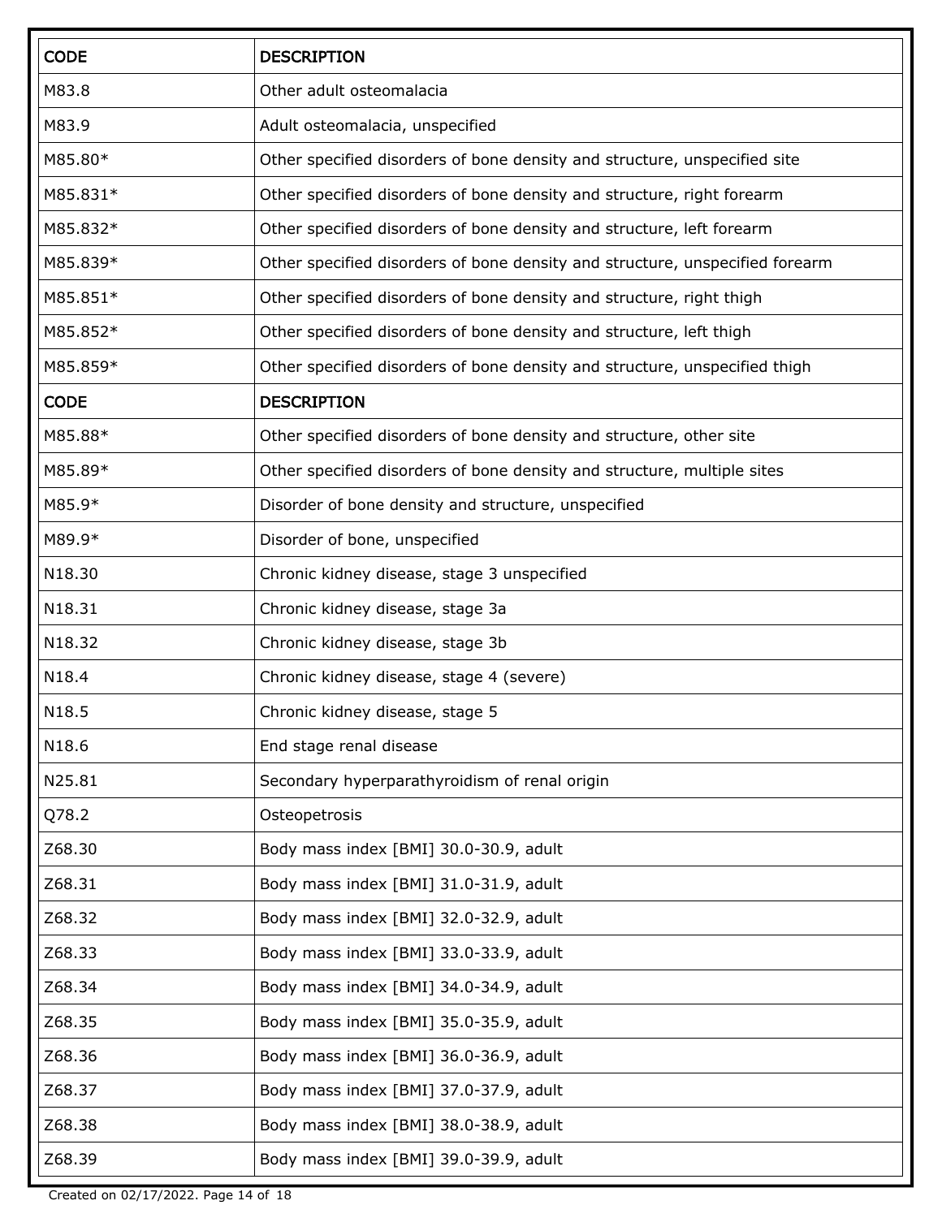| CODE | DESCRIPTION |
| --- | --- |
| M83.8 | Other adult osteomalacia |
| M83.9 | Adult osteomalacia, unspecified |
| M85.80* | Other specified disorders of bone density and structure, unspecified site |
| M85.831* | Other specified disorders of bone density and structure, right forearm |
| M85.832* | Other specified disorders of bone density and structure, left forearm |
| M85.839* | Other specified disorders of bone density and structure, unspecified forearm |
| M85.851* | Other specified disorders of bone density and structure, right thigh |
| M85.852* | Other specified disorders of bone density and structure, left thigh |
| M85.859* | Other specified disorders of bone density and structure, unspecified thigh |
| CODE | DESCRIPTION |
| M85.88* | Other specified disorders of bone density and structure, other site |
| M85.89* | Other specified disorders of bone density and structure, multiple sites |
| M85.9* | Disorder of bone density and structure, unspecified |
| M89.9* | Disorder of bone, unspecified |
| N18.30 | Chronic kidney disease, stage 3 unspecified |
| N18.31 | Chronic kidney disease, stage 3a |
| N18.32 | Chronic kidney disease, stage 3b |
| N18.4 | Chronic kidney disease, stage 4 (severe) |
| N18.5 | Chronic kidney disease, stage 5 |
| N18.6 | End stage renal disease |
| N25.81 | Secondary hyperparathyroidism of renal origin |
| Q78.2 | Osteopetrosis |
| Z68.30 | Body mass index [BMI] 30.0-30.9, adult |
| Z68.31 | Body mass index [BMI] 31.0-31.9, adult |
| Z68.32 | Body mass index [BMI] 32.0-32.9, adult |
| Z68.33 | Body mass index [BMI] 33.0-33.9, adult |
| Z68.34 | Body mass index [BMI] 34.0-34.9, adult |
| Z68.35 | Body mass index [BMI] 35.0-35.9, adult |
| Z68.36 | Body mass index [BMI] 36.0-36.9, adult |
| Z68.37 | Body mass index [BMI] 37.0-37.9, adult |
| Z68.38 | Body mass index [BMI] 38.0-38.9, adult |
| Z68.39 | Body mass index [BMI] 39.0-39.9, adult |

Created on 02/17/2022.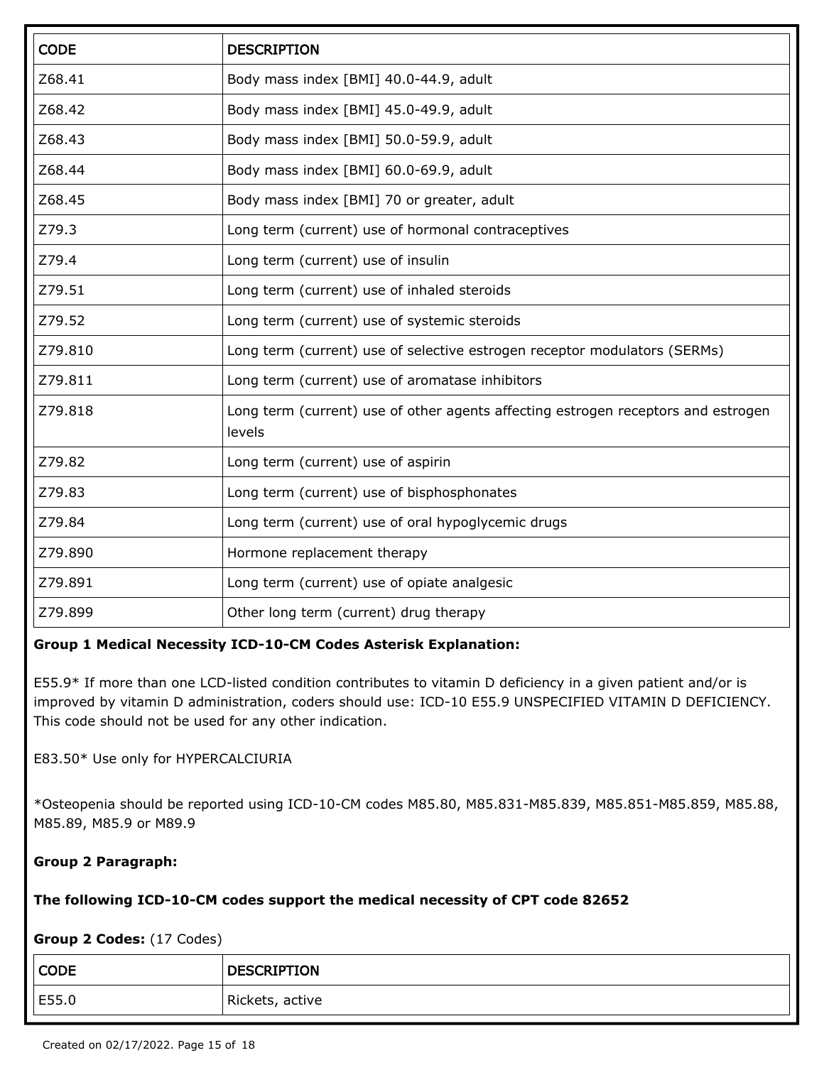| CODE | DESCRIPTION |
|---|---|
| Z68.41 | Body mass index [BMI] 40.0-44.9, adult |
| Z68.42 | Body mass index [BMI] 45.0-49.9, adult |
| Z68.43 | Body mass index [BMI] 50.0-59.9, adult |
| Z68.44 | Body mass index [BMI] 60.0-69.9, adult |
| Z68.45 | Body mass index [BMI] 70 or greater, adult |
| Z79.3 | Long term (current) use of hormonal contraceptives |
| Z79.4 | Long term (current) use of insulin |
| Z79.51 | Long term (current) use of inhaled steroids |
| Z79.52 | Long term (current) use of systemic steroids |
| Z79.810 | Long term (current) use of selective estrogen receptor modulators (SERMs) |
| Z79.811 | Long term (current) use of aromatase inhibitors |
| Z79.818 | Long term (current) use of other agents affecting estrogen receptors and estrogen levels |
| Z79.82 | Long term (current) use of aspirin |
| Z79.83 | Long term (current) use of bisphosphonates |
| Z79.84 | Long term (current) use of oral hypoglycemic drugs |
| Z79.890 | Hormone replacement therapy |
| Z79.891 | Long term (current) use of opiate analgesic |
| Z79.899 | Other long term (current) drug therapy |

**Group 1 Medical Necessity ICD-10-CM Codes Asterisk Explanation:**

E55.9* If more than one LCD-listed condition contributes to vitamin D deficiency in a given patient and/or is improved by vitamin D administration, coders should use: ICD-10 E55.9 UNSPECIFIED VITAMIN D DEFICIENCY. This code should not be used for any other indication.

E83.50* Use only for HYPERCALCIURIA

*Osteopenia should be reported using ICD-10-CM codes M85.80, M85.831-M85.839, M85.851-M85.859, M85.88, M85.89, M85.9 or M89.9

**Group 2 Paragraph:**

**The following ICD-10-CM codes support the medical necessity of CPT code 82652**

**Group 2 Codes:** (17 Codes)

| CODE | DESCRIPTION |
|---|---|
| E55.0 | Rickets, active |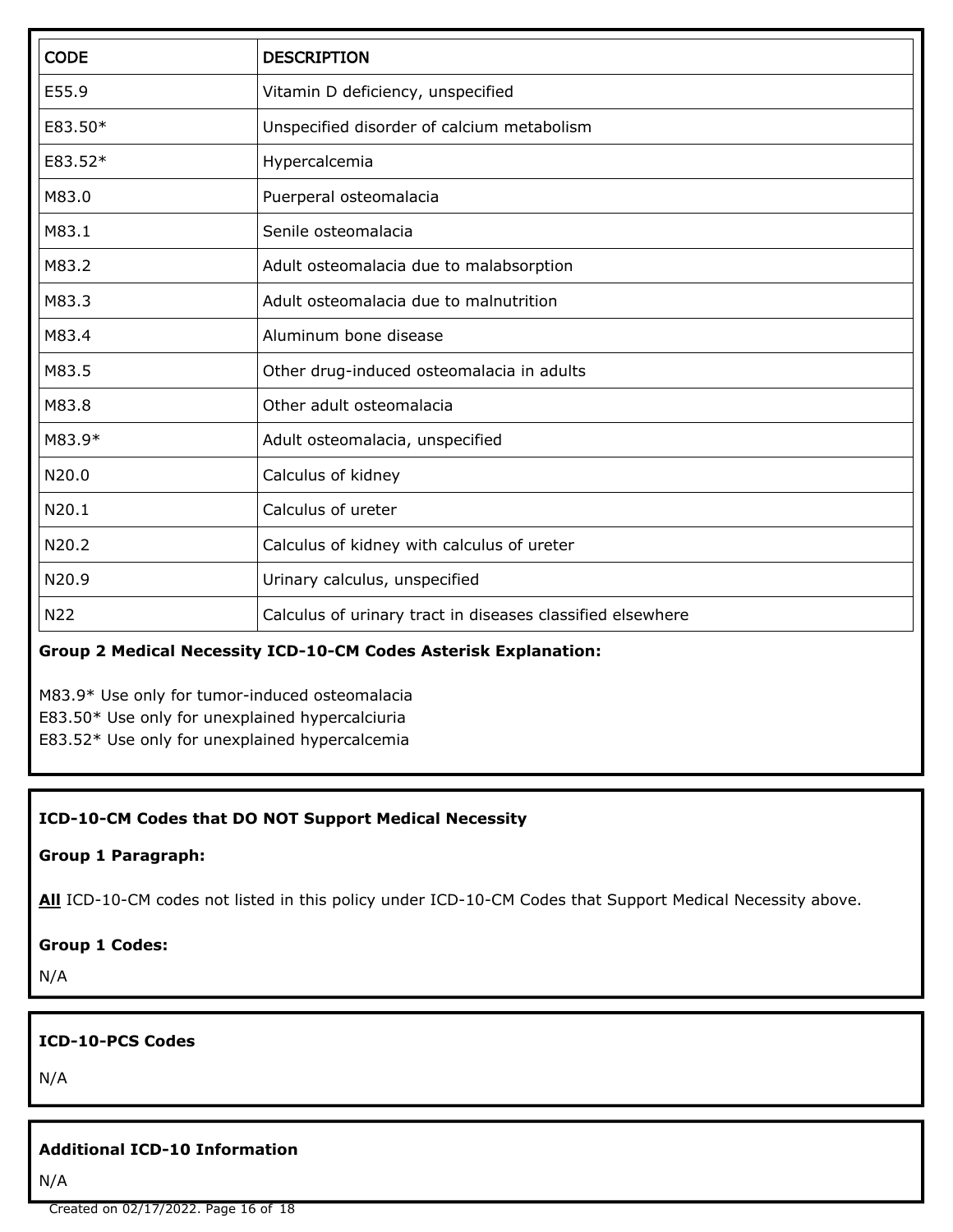| CODE | DESCRIPTION |
| --- | --- |
| E55.9 | Vitamin D deficiency, unspecified |
| E83.50* | Unspecified disorder of calcium metabolism |
| E83.52* | Hypercalcemia |
| M83.0 | Puerperal osteomalacia |
| M83.1 | Senile osteomalacia |
| M83.2 | Adult osteomalacia due to malabsorption |
| M83.3 | Adult osteomalacia due to malnutrition |
| M83.4 | Aluminum bone disease |
| M83.5 | Other drug-induced osteomalacia in adults |
| M83.8 | Other adult osteomalacia |
| M83.9* | Adult osteomalacia, unspecified |
| N20.0 | Calculus of kidney |
| N20.1 | Calculus of ureter |
| N20.2 | Calculus of kidney with calculus of ureter |
| N20.9 | Urinary calculus, unspecified |
| N22 | Calculus of urinary tract in diseases classified elsewhere |

**Group 2 Medical Necessity ICD-10-CM Codes Asterisk Explanation:**

M83.9* Use only for tumor-induced osteomalacia
E83.50* Use only for unexplained hypercalciuria
E83.52* Use only for unexplained hypercalcemia

**ICD-10-CM Codes that DO NOT Support Medical Necessity**

**Group 1 Paragraph:**

**All** ICD-10-CM codes not listed in this policy under ICD-10-CM Codes that Support Medical Necessity above.

**Group 1 Codes:**

N/A

**ICD-10-PCS Codes**

N/A

**Additional ICD-10 Information**

N/A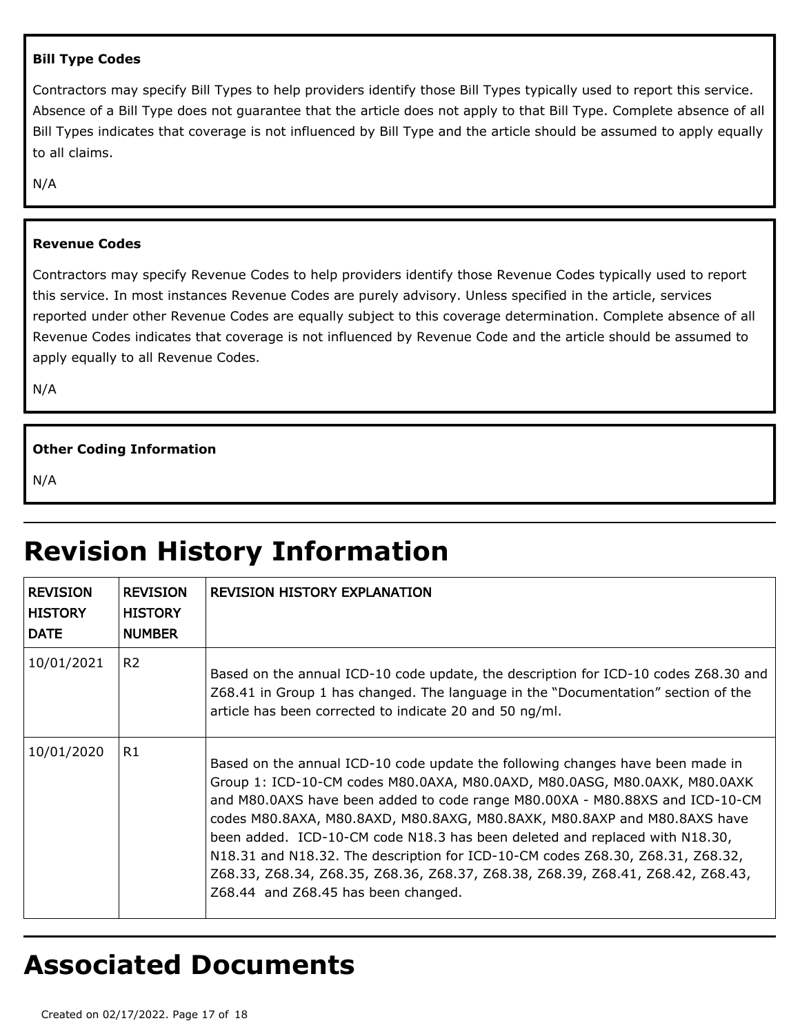**Bill Type Codes**

Contractors may specify Bill Types to help providers identify those Bill Types typically used to report this service. Absence of a Bill Type does not guarantee that the article does not apply to that Bill Type. Complete absence of all Bill Types indicates that coverage is not influenced by Bill Type and the article should be assumed to apply equally to all claims.

N/A

**Revenue Codes**

Contractors may specify Revenue Codes to help providers identify those Revenue Codes typically used to report this service. In most instances Revenue Codes are purely advisory. Unless specified in the article, services reported under other Revenue Codes are equally subject to this coverage determination. Complete absence of all Revenue Codes indicates that coverage is not influenced by Revenue Code and the article should be assumed to apply equally to all Revenue Codes.

N/A

**Other Coding Information**

N/A

# Revision History Information

| REVISION HISTORY DATE | REVISION HISTORY NUMBER | REVISION HISTORY EXPLANATION |
|---|---|---|
| 10/01/2021 | R2 | Based on the annual ICD-10 code update, the description for ICD-10 codes Z68.30 and Z68.41 in Group 1 has changed. The language in the "Documentation" section of the article has been corrected to indicate 20 and 50 ng/ml. |
| 10/01/2020 | R1 | Based on the annual ICD-10 code update the following changes have been made in Group 1: ICD-10-CM codes M80.0AXA, M80.0AXD, M80.0ASG, M80.0AXK, M80.0AXK and M80.0AXS have been added to code range M80.00XA - M80.88XS and ICD-10-CM codes M80.8AXA, M80.8AXD, M80.8AXG, M80.8AXK, M80.8AXP and M80.8AXS have been added. ICD-10-CM code N18.3 has been deleted and replaced with N18.30, N18.31 and N18.32. The description for ICD-10-CM codes Z68.30, Z68.31, Z68.32, Z68.33, Z68.34, Z68.35, Z68.36, Z68.37, Z68.38, Z68.39, Z68.41, Z68.42, Z68.43, Z68.44 and Z68.45 has been changed. |

# Associated Documents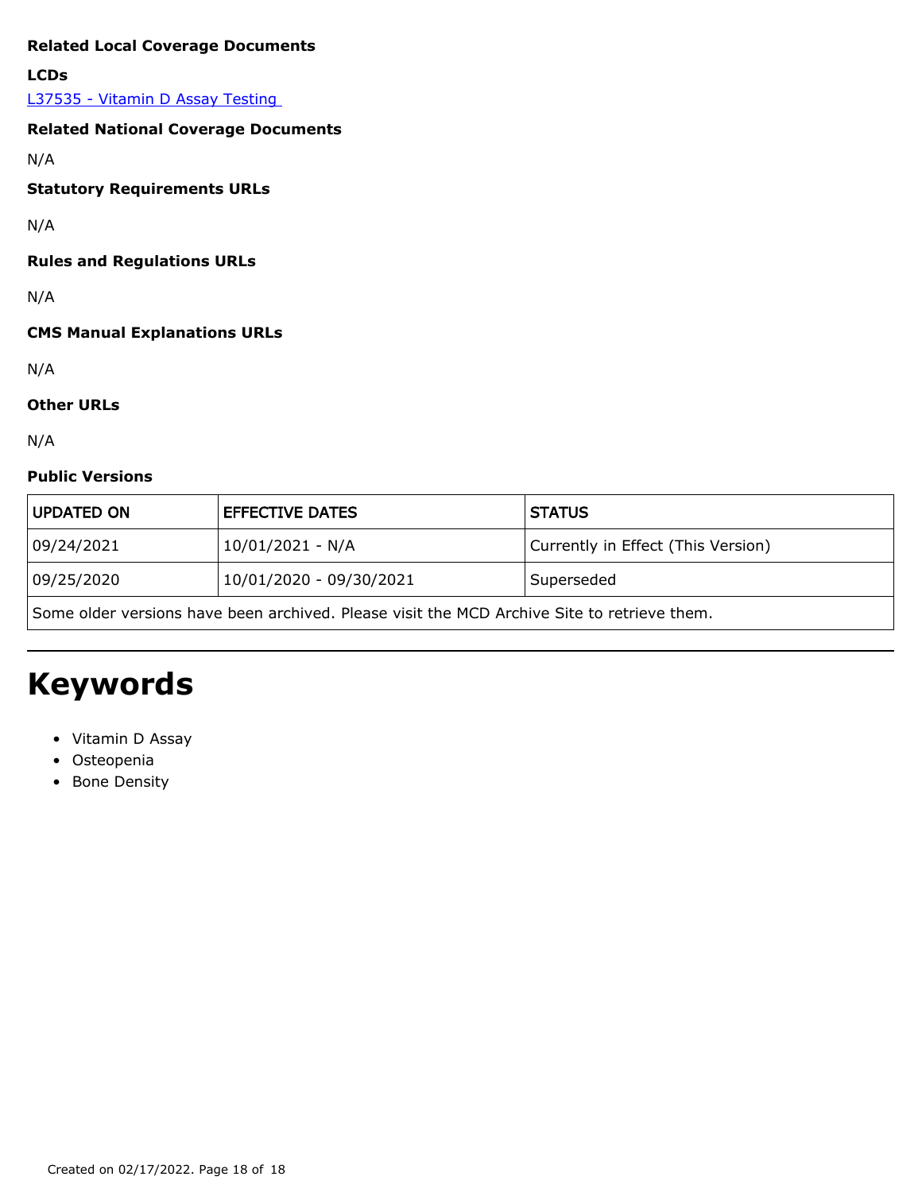**Related Local Coverage Documents**

**LCDs**

L37535 - Vitamin D Assay Testing

**Related National Coverage Documents**

N/A

**Statutory Requirements URLs**

N/A

**Rules and Regulations URLs**

N/A

**CMS Manual Explanations URLs**

N/A

**Other URLs**

N/A

**Public Versions**

| UPDATED ON | EFFECTIVE DATES | STATUS |
|---|---|---|
| 09/24/2021 | 10/01/2021 - N/A | Currently in Effect (This Version) |
| 09/25/2020 | 10/01/2020 - 09/30/2021 | Superseded |
| Some older versions have been archived. Please visit the MCD Archive Site to retrieve them. | | |

# Keywords

- Vitamin D Assay
- Osteopenia
- Bone Density